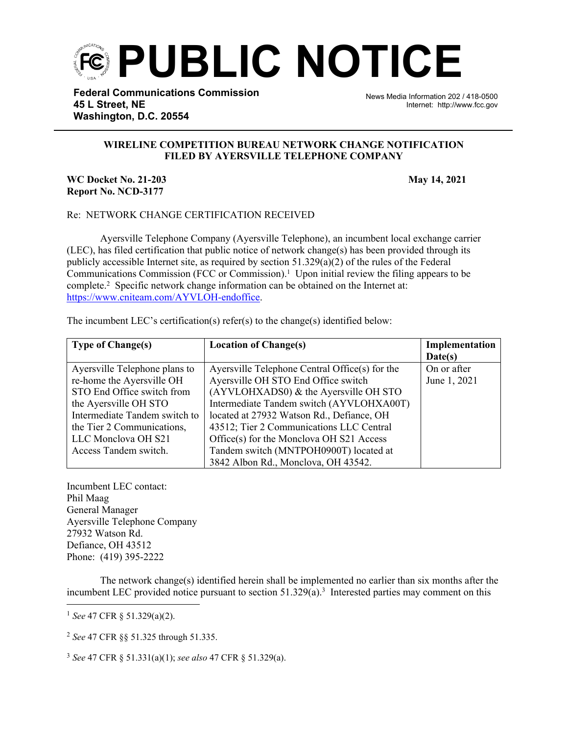# PUBLIC NOTICE

**Federal Communications Commission**
**45 L Street, NE**
**Washington, D.C. 20554**

News Media Information 202 / 418-0500
Internet: http://www.fcc.gov

**WIRELINE COMPETITION BUREAU NETWORK CHANGE NOTIFICATION FILED BY AYERSVILLE TELEPHONE COMPANY**

**WC Docket No. 21-203**
**Report No. NCD-3177**

**May 14, 2021**

Re: NETWORK CHANGE CERTIFICATION RECEIVED

Ayersville Telephone Company (Ayersville Telephone), an incumbent local exchange carrier (LEC), has filed certification that public notice of network change(s) has been provided through its publicly accessible Internet site, as required by section 51.329(a)(2) of the rules of the Federal Communications Commission (FCC or Commission).[1] Upon initial review the filing appears to be complete.[2] Specific network change information can be obtained on the Internet at: https://www.cniteam.com/AYVLOH-endoffice.

The incumbent LEC's certification(s) refer(s) to the change(s) identified below:

| Type of Change(s) | Location of Change(s) | Implementation Date(s) |
|---|---|---|
| Ayersville Telephone plans to re-home the Ayersville OH STO End Office switch from the Ayersville OH STO Intermediate Tandem switch to the Tier 2 Communications, LLC Monclova OH S21 Access Tandem switch. | Ayersville Telephone Central Office(s) for the Ayersville OH STO End Office switch (AYVLOHXADS0) & the Ayersville OH STO Intermediate Tandem switch (AYVLOHXA00T) located at 27932 Watson Rd., Defiance, OH 43512; Tier 2 Communications LLC Central Office(s) for the Monclova OH S21 Access Tandem switch (MNTPOH0900T) located at 3842 Albon Rd., Monclova, OH 43542. | On or after June 1, 2021 |

Incumbent LEC contact:
Phil Maag
General Manager
Ayersville Telephone Company
27932 Watson Rd.
Defiance, OH 43512
Phone: (419) 395-2222

The network change(s) identified herein shall be implemented no earlier than six months after the incumbent LEC provided notice pursuant to section 51.329(a).[3] Interested parties may comment on this

---

[1] *See* 47 CFR § 51.329(a)(2).

[2] *See* 47 CFR §§ 51.325 through 51.335.

[3] *See* 47 CFR § 51.331(a)(1); *see also* 47 CFR § 51.329(a).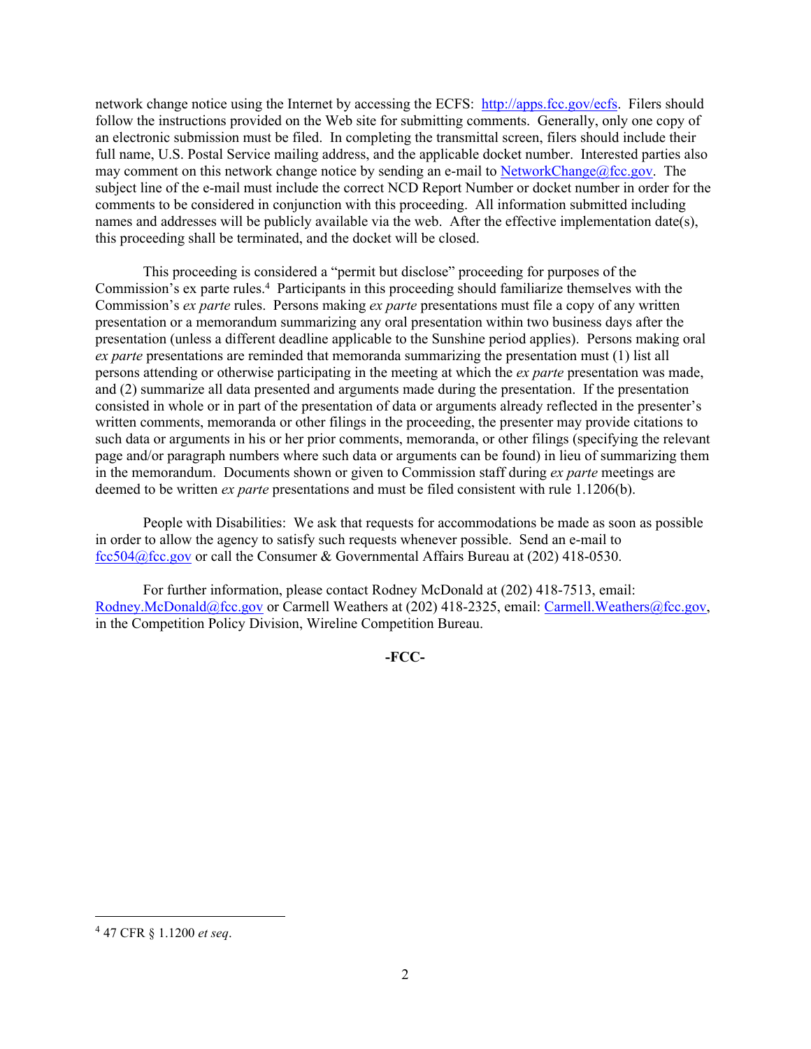network change notice using the Internet by accessing the ECFS: http://apps.fcc.gov/ecfs. Filers should follow the instructions provided on the Web site for submitting comments. Generally, only one copy of an electronic submission must be filed. In completing the transmittal screen, filers should include their full name, U.S. Postal Service mailing address, and the applicable docket number. Interested parties also may comment on this network change notice by sending an e-mail to NetworkChange@fcc.gov. The subject line of the e-mail must include the correct NCD Report Number or docket number in order for the comments to be considered in conjunction with this proceeding. All information submitted including names and addresses will be publicly available via the web. After the effective implementation date(s), this proceeding shall be terminated, and the docket will be closed.

This proceeding is considered a "permit but disclose" proceeding for purposes of the Commission's ex parte rules.[4] Participants in this proceeding should familiarize themselves with the Commission's *ex parte* rules. Persons making *ex parte* presentations must file a copy of any written presentation or a memorandum summarizing any oral presentation within two business days after the presentation (unless a different deadline applicable to the Sunshine period applies). Persons making oral *ex parte* presentations are reminded that memoranda summarizing the presentation must (1) list all persons attending or otherwise participating in the meeting at which the *ex parte* presentation was made, and (2) summarize all data presented and arguments made during the presentation. If the presentation consisted in whole or in part of the presentation of data or arguments already reflected in the presenter's written comments, memoranda or other filings in the proceeding, the presenter may provide citations to such data or arguments in his or her prior comments, memoranda, or other filings (specifying the relevant page and/or paragraph numbers where such data or arguments can be found) in lieu of summarizing them in the memorandum. Documents shown or given to Commission staff during *ex parte* meetings are deemed to be written *ex parte* presentations and must be filed consistent with rule 1.1206(b).

People with Disabilities: We ask that requests for accommodations be made as soon as possible in order to allow the agency to satisfy such requests whenever possible. Send an e-mail to fcc504@fcc.gov or call the Consumer & Governmental Affairs Bureau at (202) 418-0530.

For further information, please contact Rodney McDonald at (202) 418-7513, email: Rodney.McDonald@fcc.gov or Carmell Weathers at (202) 418-2325, email: Carmell.Weathers@fcc.gov, in the Competition Policy Division, Wireline Competition Bureau.

**-FCC-**

[4] 47 CFR § 1.1200 *et seq*.